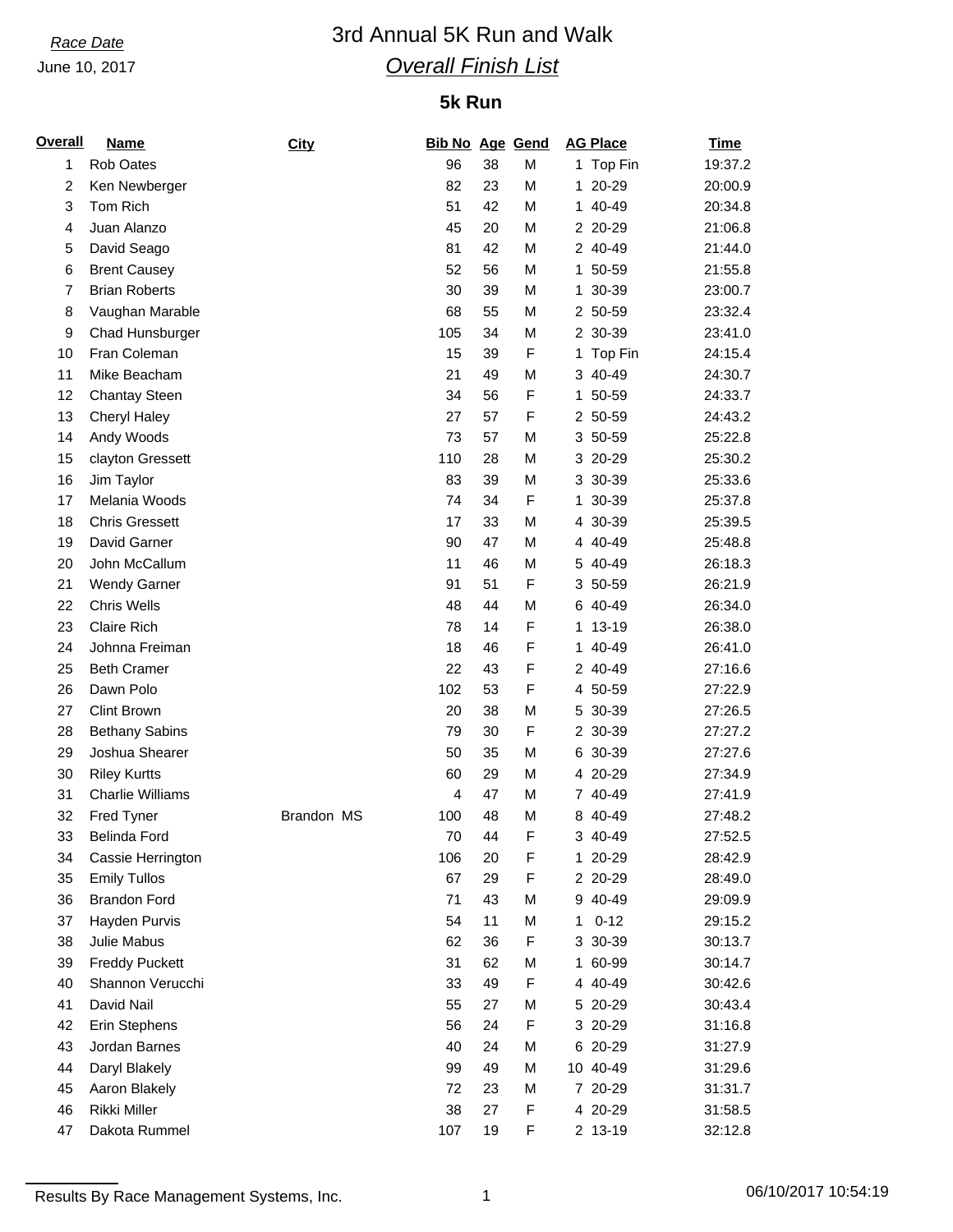*Race Date*

June 10, 2017

# 3rd Annual 5K Run and Walk

## *Overall Finish List*

### 5k Run

| Overall | Name | City | Bib No | Age | Gend | AG Place | Time |
|---|---|---|---|---|---|---|---|
| 1 | Rob Oates | | 96 | 38 | M | 1 Top Fin | 19:37.2 |
| 2 | Ken Newberger | | 82 | 23 | M | 1 20-29 | 20:00.9 |
| 3 | Tom Rich | | 51 | 42 | M | 1 40-49 | 20:34.8 |
| 4 | Juan Alanzo | | 45 | 20 | M | 2 20-29 | 21:06.8 |
| 5 | David Seago | | 81 | 42 | M | 2 40-49 | 21:44.0 |
| 6 | Brent Causey | | 52 | 56 | M | 1 50-59 | 21:55.8 |
| 7 | Brian Roberts | | 30 | 39 | M | 1 30-39 | 23:00.7 |
| 8 | Vaughan Marable | | 68 | 55 | M | 2 50-59 | 23:32.4 |
| 9 | Chad Hunsburger | | 105 | 34 | M | 2 30-39 | 23:41.0 |
| 10 | Fran Coleman | | 15 | 39 | F | 1 Top Fin | 24:15.4 |
| 11 | Mike Beacham | | 21 | 49 | M | 3 40-49 | 24:30.7 |
| 12 | Chantay Steen | | 34 | 56 | F | 1 50-59 | 24:33.7 |
| 13 | Cheryl Haley | | 27 | 57 | F | 2 50-59 | 24:43.2 |
| 14 | Andy Woods | | 73 | 57 | M | 3 50-59 | 25:22.8 |
| 15 | clayton Gressett | | 110 | 28 | M | 3 20-29 | 25:30.2 |
| 16 | Jim Taylor | | 83 | 39 | M | 3 30-39 | 25:33.6 |
| 17 | Melania Woods | | 74 | 34 | F | 1 30-39 | 25:37.8 |
| 18 | Chris Gressett | | 17 | 33 | M | 4 30-39 | 25:39.5 |
| 19 | David Garner | | 90 | 47 | M | 4 40-49 | 25:48.8 |
| 20 | John McCallum | | 11 | 46 | M | 5 40-49 | 26:18.3 |
| 21 | Wendy Garner | | 91 | 51 | F | 3 50-59 | 26:21.9 |
| 22 | Chris Wells | | 48 | 44 | M | 6 40-49 | 26:34.0 |
| 23 | Claire Rich | | 78 | 14 | F | 1 13-19 | 26:38.0 |
| 24 | Johnna Freiman | | 18 | 46 | F | 1 40-49 | 26:41.0 |
| 25 | Beth Cramer | | 22 | 43 | F | 2 40-49 | 27:16.6 |
| 26 | Dawn Polo | | 102 | 53 | F | 4 50-59 | 27:22.9 |
| 27 | Clint Brown | | 20 | 38 | M | 5 30-39 | 27:26.5 |
| 28 | Bethany Sabins | | 79 | 30 | F | 2 30-39 | 27:27.2 |
| 29 | Joshua Shearer | | 50 | 35 | M | 6 30-39 | 27:27.6 |
| 30 | Riley Kurtts | | 60 | 29 | M | 4 20-29 | 27:34.9 |
| 31 | Charlie Williams | | 4 | 47 | M | 7 40-49 | 27:41.9 |
| 32 | Fred Tyner | Brandon MS | 100 | 48 | M | 8 40-49 | 27:48.2 |
| 33 | Belinda Ford | | 70 | 44 | F | 3 40-49 | 27:52.5 |
| 34 | Cassie Herrington | | 106 | 20 | F | 1 20-29 | 28:42.9 |
| 35 | Emily Tullos | | 67 | 29 | F | 2 20-29 | 28:49.0 |
| 36 | Brandon Ford | | 71 | 43 | M | 9 40-49 | 29:09.9 |
| 37 | Hayden Purvis | | 54 | 11 | M | 1 0-12 | 29:15.2 |
| 38 | Julie Mabus | | 62 | 36 | F | 3 30-39 | 30:13.7 |
| 39 | Freddy Puckett | | 31 | 62 | M | 1 60-99 | 30:14.7 |
| 40 | Shannon Verucchi | | 33 | 49 | F | 4 40-49 | 30:42.6 |
| 41 | David Nail | | 55 | 27 | M | 5 20-29 | 30:43.4 |
| 42 | Erin Stephens | | 56 | 24 | F | 3 20-29 | 31:16.8 |
| 43 | Jordan Barnes | | 40 | 24 | M | 6 20-29 | 31:27.9 |
| 44 | Daryl Blakely | | 99 | 49 | M | 10 40-49 | 31:29.6 |
| 45 | Aaron Blakely | | 72 | 23 | M | 7 20-29 | 31:31.7 |
| 46 | Rikki Miller | | 38 | 27 | F | 4 20-29 | 31:58.5 |
| 47 | Dakota Rummel | | 107 | 19 | F | 2 13-19 | 32:12.8 |

Results By Race Management Systems, Inc.

06/10/2017 10:54:19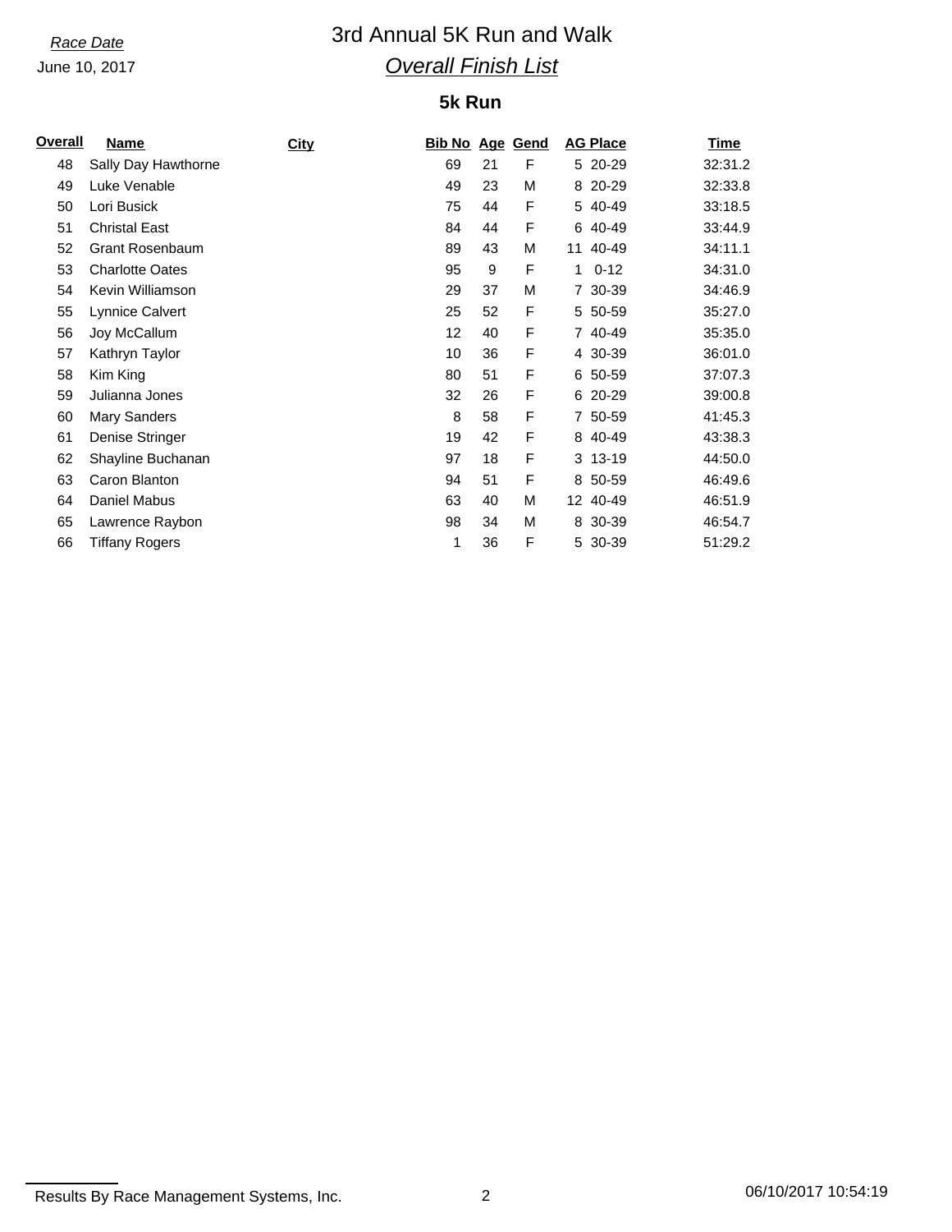*Race Date*

June 10, 2017

# 3rd Annual 5K Run and Walk

## *Overall Finish List*

### 5k Run

| Overall | Name | City | Bib No | Age | Gend | AG Place | | Time |
|---|---|---|---|---|---|---|---|---|
| 48 | Sally Day Hawthorne | | 69 | 21 | F | 5 | 20-29 | 32:31.2 |
| 49 | Luke Venable | | 49 | 23 | M | 8 | 20-29 | 32:33.8 |
| 50 | Lori Busick | | 75 | 44 | F | 5 | 40-49 | 33:18.5 |
| 51 | Christal East | | 84 | 44 | F | 6 | 40-49 | 33:44.9 |
| 52 | Grant Rosenbaum | | 89 | 43 | M | 11 | 40-49 | 34:11.1 |
| 53 | Charlotte Oates | | 95 | 9 | F | 1 | 0-12 | 34:31.0 |
| 54 | Kevin Williamson | | 29 | 37 | M | 7 | 30-39 | 34:46.9 |
| 55 | Lynnice Calvert | | 25 | 52 | F | 5 | 50-59 | 35:27.0 |
| 56 | Joy McCallum | | 12 | 40 | F | 7 | 40-49 | 35:35.0 |
| 57 | Kathryn Taylor | | 10 | 36 | F | 4 | 30-39 | 36:01.0 |
| 58 | Kim King | | 80 | 51 | F | 6 | 50-59 | 37:07.3 |
| 59 | Julianna Jones | | 32 | 26 | F | 6 | 20-29 | 39:00.8 |
| 60 | Mary Sanders | | 8 | 58 | F | 7 | 50-59 | 41:45.3 |
| 61 | Denise Stringer | | 19 | 42 | F | 8 | 40-49 | 43:38.3 |
| 62 | Shayline Buchanan | | 97 | 18 | F | 3 | 13-19 | 44:50.0 |
| 63 | Caron Blanton | | 94 | 51 | F | 8 | 50-59 | 46:49.6 |
| 64 | Daniel Mabus | | 63 | 40 | M | 12 | 40-49 | 46:51.9 |
| 65 | Lawrence Raybon | | 98 | 34 | M | 8 | 30-39 | 46:54.7 |
| 66 | Tiffany Rogers | | 1 | 36 | F | 5 | 30-39 | 51:29.2 |

Results By Race Management Systems, Inc.

06/10/2017 10:54:19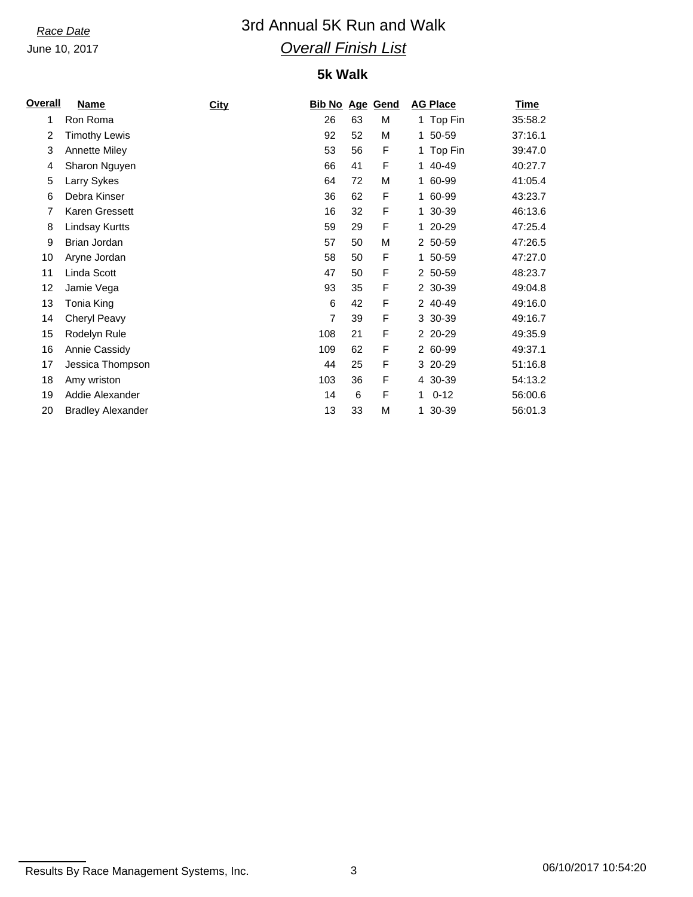*Race Date*

June 10, 2017

# 3rd Annual 5K Run and Walk

## *Overall Finish List*

### 5k Walk

| Overall | Name | City | Bib No | Age | Gend | AG Place | Time |
|---|---|---|---|---|---|---|---|
| 1 | Ron Roma | | 26 | 63 | M | 1 Top Fin | 35:58.2 |
| 2 | Timothy Lewis | | 92 | 52 | M | 1 50-59 | 37:16.1 |
| 3 | Annette Miley | | 53 | 56 | F | 1 Top Fin | 39:47.0 |
| 4 | Sharon Nguyen | | 66 | 41 | F | 1 40-49 | 40:27.7 |
| 5 | Larry Sykes | | 64 | 72 | M | 1 60-99 | 41:05.4 |
| 6 | Debra Kinser | | 36 | 62 | F | 1 60-99 | 43:23.7 |
| 7 | Karen Gressett | | 16 | 32 | F | 1 30-39 | 46:13.6 |
| 8 | Lindsay Kurtts | | 59 | 29 | F | 1 20-29 | 47:25.4 |
| 9 | Brian Jordan | | 57 | 50 | M | 2 50-59 | 47:26.5 |
| 10 | Aryne Jordan | | 58 | 50 | F | 1 50-59 | 47:27.0 |
| 11 | Linda Scott | | 47 | 50 | F | 2 50-59 | 48:23.7 |
| 12 | Jamie Vega | | 93 | 35 | F | 2 30-39 | 49:04.8 |
| 13 | Tonia King | | 6 | 42 | F | 2 40-49 | 49:16.0 |
| 14 | Cheryl Peavy | | 7 | 39 | F | 3 30-39 | 49:16.7 |
| 15 | Rodelyn Rule | | 108 | 21 | F | 2 20-29 | 49:35.9 |
| 16 | Annie Cassidy | | 109 | 62 | F | 2 60-99 | 49:37.1 |
| 17 | Jessica Thompson | | 44 | 25 | F | 3 20-29 | 51:16.8 |
| 18 | Amy wriston | | 103 | 36 | F | 4 30-39 | 54:13.2 |
| 19 | Addie Alexander | | 14 | 6 | F | 1 0-12 | 56:00.6 |
| 20 | Bradley Alexander | | 13 | 33 | M | 1 30-39 | 56:01.3 |

Results By Race Management Systems, Inc. 06/10/2017 10:54:20